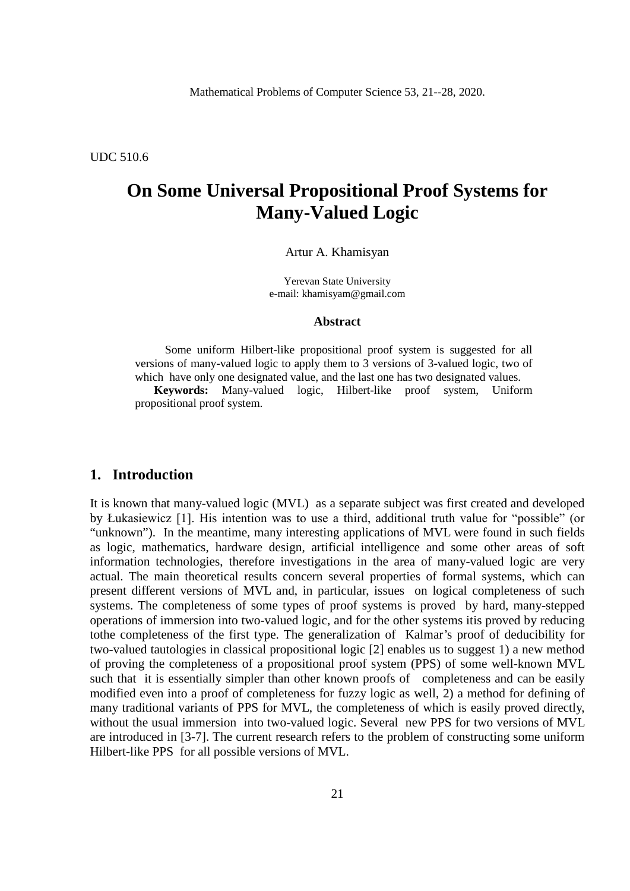UDC 510.6

# On Some Universal Propositional Proof Systems for Many-Valued Logic

Artur A. Khamisyan

Yerevan State University
e-mail: khamisyam@gmail.com

### Abstract

Some uniform Hilbert-like propositional proof system is suggested for all versions of many-valued logic to apply them to 3 versions of 3-valued logic, two of which have only one designated value, and the last one has two designated values.

**Keywords:** Many-valued logic, Hilbert-like proof system, Uniform propositional proof system.

## 1. Introduction

It is known that many-valued logic (MVL) as a separate subject was first created and developed by Łukasiewicz [1]. His intention was to use a third, additional truth value for "possible" (or "unknown"). In the meantime, many interesting applications of MVL were found in such fields as logic, mathematics, hardware design, artificial intelligence and some other areas of soft information technologies, therefore investigations in the area of many-valued logic are very actual. The main theoretical results concern several properties of formal systems, which can present different versions of MVL and, in particular, issues on logical completeness of such systems. The completeness of some types of proof systems is proved by hard, many-stepped operations of immersion into two-valued logic, and for the other systems itis proved by reducing tothe completeness of the first type. The generalization of Kalmar's proof of deducibility for two-valued tautologies in classical propositional logic [2] enables us to suggest 1) a new method of proving the completeness of a propositional proof system (PPS) of some well-known MVL such that it is essentially simpler than other known proofs of completeness and can be easily modified even into a proof of completeness for fuzzy logic as well, 2) a method for defining of many traditional variants of PPS for MVL, the completeness of which is easily proved directly, without the usual immersion into two-valued logic. Several new PPS for two versions of MVL are introduced in [3-7]. The current research refers to the problem of constructing some uniform Hilbert-like PPS for all possible versions of MVL.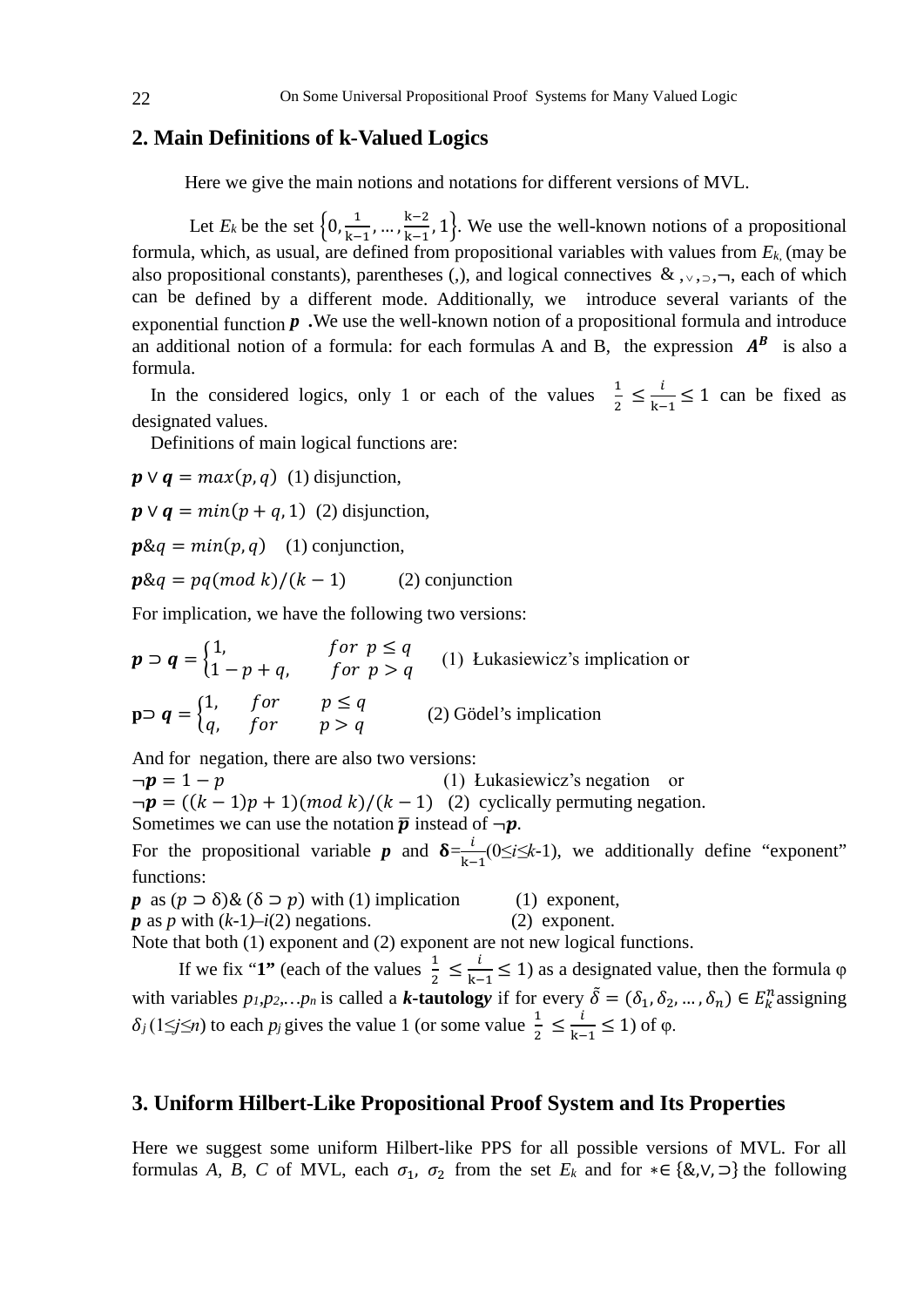## 2. Main Definitions of k-Valued Logics

Here we give the main notions and notations for different versions of MVL.

Let $E_k$ be the set $\left\{0, \frac{1}{k-1}, \dots, \frac{k-2}{k-1}, 1\right\}$. We use the well-known notions of a propositional formula, which, as usual, are defined from propositional variables with values from $E_k$, (may be also propositional constants), parentheses (,), and logical connectives &, ∨, ⊃, ¬, each of which can be defined by a different mode. Additionally, we introduce several variants of the exponential function $\boldsymbol{p}$. We use the well-known notion of a propositional formula and introduce an additional notion of a formula: for each formulas A and B, the expression $\boldsymbol{A^B}$ is also a formula.

In the considered logics, only 1 or each of the values $\frac{1}{2} \le \frac{i}{k-1} \le 1$ can be fixed as designated values.

Definitions of main logical functions are:

$\boldsymbol{p} \vee \boldsymbol{q} = max(p, q)$ (1) disjunction,

$\boldsymbol{p} \vee \boldsymbol{q} = min(p + q, 1)$ (2) disjunction,

$\boldsymbol{p}\&q = min(p, q)$ (1) conjunction,

$\boldsymbol{p}\&q = pq(mod\ k)/(k-1)$ (2) conjunction

For implication, we have the following two versions:

$$\boldsymbol{p} \supset \boldsymbol{q} = \begin{cases} 1, & for\ p \le q \\ 1 - p + q, & for\ p > q \end{cases}$$ (1) Łukasiewicz's implication or

$$\mathbf{p} \supset \boldsymbol{q} = \begin{cases} 1, & for\ \ p \le q \\ q, & for\ \ p > q \end{cases}$$ (2) Gödel's implication

And for negation, there are also two versions:

$\neg \boldsymbol{p} = 1 - p$ (1) Łukasiewicz's negation or

$\neg \boldsymbol{p} = ((k-1)p + 1)(mod\ k)/(k-1)$ (2) cyclically permuting negation.

Sometimes we can use the notation $\overline{\boldsymbol{p}}$ instead of $\neg \boldsymbol{p}$.

For the propositional variable $\boldsymbol{p}$ and $\boldsymbol{\delta} = \frac{i}{k-1}$ $(0 \le i \le k-1)$, we additionally define "exponent" functions:

$\boldsymbol{p}$ as $(p \supset \delta) \& (\delta \supset p)$ with (1) implication (1) exponent,

$\boldsymbol{p}$ as $p$ with $(k-1)-i$ (2) negations. (2) exponent.

Note that both (1) exponent and (2) exponent are not new logical functions.

If we fix "**1**" (each of the values $\frac{1}{2} \le \frac{i}{k-1} \le 1$) as a designated value, then the formula φ with variables $p_1, p_2, \dots p_n$ is called a ***k*-tautology** if for every $\tilde{\delta} = (\delta_1, \delta_2, \dots, \delta_n) \in E_k^n$ assigning $\delta_j$ $(1 \le j \le n)$ to each $p_j$ gives the value 1 (or some value $\frac{1}{2} \le \frac{i}{k-1} \le 1$) of φ.

## 3. Uniform Hilbert-Like Propositional Proof System and Its Properties

Here we suggest some uniform Hilbert-like PPS for all possible versions of MVL. For all formulas *A*, *B*, *C* of MVL, each $\sigma_1$, $\sigma_2$ from the set $E_k$ and for $* \in \{\&, \vee, \supset\}$ the following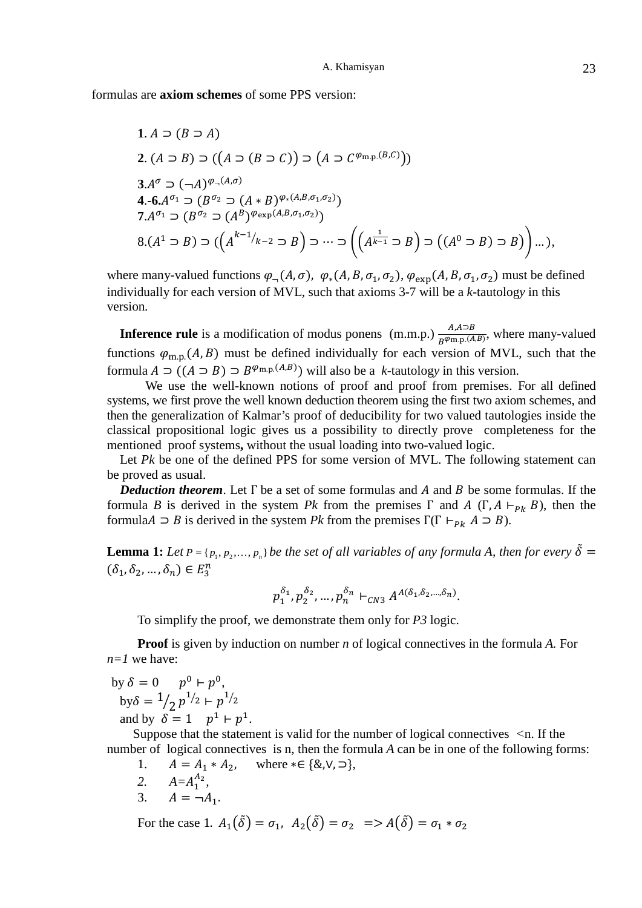formulas are **axiom schemes** of some PPS version:

**1**. $A \supset (B \supset A)$

**2**. $(A \supset B) \supset ((A \supset (B \supset C)) \supset (A \supset C^{\varphi_{\text{m.p.}}(B,C)}))$

**3**.$A^{\sigma} \supset (\neg A)^{\varphi_{\neg}(A,\sigma)}$

**4**.**-6.**$A^{\sigma_1} \supset (B^{\sigma_2} \supset (A * B)^{\varphi_*(A,B,\sigma_1,\sigma_2)})$

**7**.$A^{\sigma_1} \supset (B^{\sigma_2} \supset (A^B)^{\varphi_{\exp}(A,B,\sigma_1,\sigma_2)})$

8.$(A^1 \supset B) \supset ((A^{k-1/k-2} \supset B) \supset \cdots \supset ((A^{\frac{1}{k-1}} \supset B) \supset ((A^0 \supset B) \supset B)) \ldots)$,

where many-valued functions $\varphi_{\neg}(A,\sigma)$, $\varphi_*(A,B,\sigma_1,\sigma_2)$, $\varphi_{\exp}(A,B,\sigma_1,\sigma_2)$ must be defined individually for each version of MVL, such that axioms 3-7 will be a *k*-tautology in this version.

**Inference rule** is a modification of modus ponens (m.m.p.) $\frac{A, A \supset B}{B^{\varphi_{\text{m.p.}}(A,B)}}$, where many-valued functions $\varphi_{\text{m.p.}}(A,B)$ must be defined individually for each version of MVL, such that the formula $A \supset ((A \supset B) \supset B^{\varphi_{\text{m.p.}}(A,B)})$ will also be a *k*-tautology in this version.

We use the well-known notions of proof and proof from premises. For all defined systems, we first prove the well known deduction theorem using the first two axiom schemes, and then the generalization of Kalmar's proof of deducibility for two valued tautologies inside the classical propositional logic gives us a possibility to directly prove completeness for the mentioned proof systems**,** without the usual loading into two-valued logic.

Let *Pk* be one of the defined PPS for some version of MVL. The following statement can be proved as usual.

***Deduction theorem***. Let Γ be a set of some formulas and *A* and *B* be some formulas. If the formula *B* is derived in the system *Pk* from the premises Γ and *A* ($\Gamma, A \vdash_{Pk} B$), then the formula$A \supset B$ is derived in the system *Pk* from the premises Γ($\Gamma \vdash_{Pk} A \supset B$).

**Lemma 1:** *Let* $P = \{p_1, p_2, \ldots, p_n\}$ *be the set of all variables of any formula A, then for every* $\tilde{\delta} = (\delta_1, \delta_2, \ldots, \delta_n) \in E_3^n$

$$p_1^{\delta_1}, p_2^{\delta_2}, \ldots, p_n^{\delta_n} \vdash_{CN3} A^{A(\delta_1,\delta_2,\ldots,\delta_n)}.$$

To simplify the proof, we demonstrate them only for *P3* logic.

**Proof** is given by induction on number *n* of logical connectives in the formula *A*. For *n=1* we have:

by $\delta = 0$ $\quad p^0 \vdash p^0$,

by$\delta = 1/2$ $\quad p^{1/2} \vdash p^{1/2}$

and by $\delta = 1$ $\quad p^1 \vdash p^1$.

Suppose that the statement is valid for the number of logical connectives <n. If the number of logical connectives is n, then the formula *A* can be in one of the following forms:

1. $A = A_1 * A_2$, where $* \in \{\&, \vee, \supset\}$,
2. $A = A_1^{A_2}$,
3. $A = \neg A_1$.

For the case 1. $A_1(\tilde{\delta}) = \sigma_1$, $A_2(\tilde{\delta}) = \sigma_2$ $\Rightarrow A(\tilde{\delta}) = \sigma_1 * \sigma_2$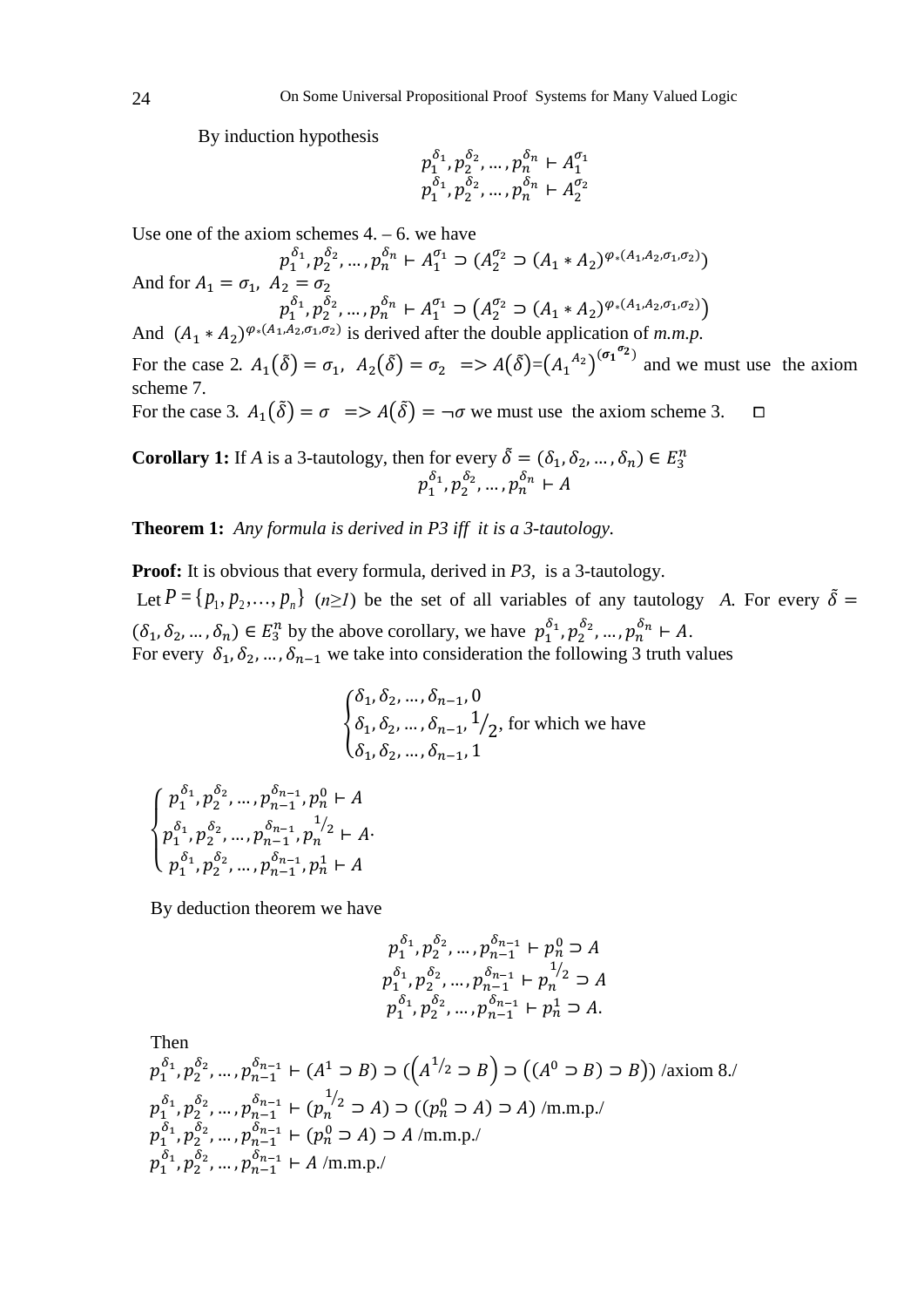By induction hypothesis

$$p_1^{\delta_1}, p_2^{\delta_2}, \dots, p_n^{\delta_n} \vdash A_1^{\sigma_1}$$
$$p_1^{\delta_1}, p_2^{\delta_2}, \dots, p_n^{\delta_n} \vdash A_2^{\sigma_2}$$

Use one of the axiom schemes 4. – 6. we have

$$p_1^{\delta_1}, p_2^{\delta_2}, \dots, p_n^{\delta_n} \vdash A_1^{\sigma_1} \supset (A_2^{\sigma_2} \supset (A_1 * A_2)^{\varphi_*(A_1, A_2, \sigma_1, \sigma_2)})$$

And for $A_1 = \sigma_1$, $A_2 = \sigma_2$

$$p_1^{\delta_1}, p_2^{\delta_2}, \dots, p_n^{\delta_n} \vdash A_1^{\sigma_1} \supset \left(A_2^{\sigma_2} \supset (A_1 * A_2)^{\varphi_*(A_1, A_2, \sigma_1, \sigma_2)}\right)$$

And $(A_1 * A_2)^{\varphi_*(A_1, A_2, \sigma_1, \sigma_2)}$ is derived after the double application of *m.m.p.*

For the case 2. $A_1(\tilde{\delta}) = \sigma_1$, $A_2(\tilde{\delta}) = \sigma_2$ $\Rightarrow A(\tilde{\delta}) = \left({A_1}^{A_2}\right)^{(\boldsymbol{\sigma_1}^{\boldsymbol{\sigma_2}})}$ and we must use the axiom scheme 7.

For the case 3. $A_1(\tilde{\delta}) = \sigma$ $\Rightarrow A(\tilde{\delta}) = \neg\sigma$ we must use the axiom scheme 3. ◻

**Corollary 1:** If *A* is a 3-tautology, then for every $\tilde{\delta} = (\delta_1, \delta_2, \dots, \delta_n) \in E_3^n$

$$p_1^{\delta_1}, p_2^{\delta_2}, \dots, p_n^{\delta_n} \vdash A$$

**Theorem 1:** *Any formula is derived in P3 iff it is a 3-tautology.*

**Proof:** It is obvious that every formula, derived in *P3*, is a 3-tautology.

Let $P = \{p_1, p_2, \dots, p_n\}$ ($n \geq 1$) be the set of all variables of any tautology *A*. For every $\tilde{\delta} = (\delta_1, \delta_2, \dots, \delta_n) \in E_3^n$ by the above corollary, we have $p_1^{\delta_1}, p_2^{\delta_2}, \dots, p_n^{\delta_n} \vdash A$.

For every $\delta_1, \delta_2, \dots, \delta_{n-1}$ we take into consideration the following 3 truth values

$$\begin{cases} \delta_1, \delta_2, \dots, \delta_{n-1}, 0 \\ \delta_1, \delta_2, \dots, \delta_{n-1}, {}^1\!/_2, \text{ for which we have} \\ \delta_1, \delta_2, \dots, \delta_{n-1}, 1 \end{cases}$$

$$\begin{cases} p_1^{\delta_1}, p_2^{\delta_2}, \dots, p_{n-1}^{\delta_{n-1}}, p_n^0 \vdash A \\ p_1^{\delta_1}, p_2^{\delta_2}, \dots, p_{n-1}^{\delta_{n-1}}, p_n^{1/2} \vdash A. \\ p_1^{\delta_1}, p_2^{\delta_2}, \dots, p_{n-1}^{\delta_{n-1}}, p_n^1 \vdash A \end{cases}$$

By deduction theorem we have

$$p_1^{\delta_1}, p_2^{\delta_2}, \dots, p_{n-1}^{\delta_{n-1}} \vdash p_n^0 \supset A$$
$$p_1^{\delta_1}, p_2^{\delta_2}, \dots, p_{n-1}^{\delta_{n-1}} \vdash p_n^{1/2} \supset A$$
$$p_1^{\delta_1}, p_2^{\delta_2}, \dots, p_{n-1}^{\delta_{n-1}} \vdash p_n^1 \supset A.$$

Then

$p_1^{\delta_1}, p_2^{\delta_2}, \dots, p_{n-1}^{\delta_{n-1}} \vdash (A^1 \supset B) \supset \left(\left(A^{1/2} \supset B\right) \supset \left((A^0 \supset B) \supset B\right)\right)$ /axiom 8./

$p_1^{\delta_1}, p_2^{\delta_2}, \dots, p_{n-1}^{\delta_{n-1}} \vdash (p_n^{1/2} \supset A) \supset ((p_n^0 \supset A) \supset A)$ /m.m.p./

$p_1^{\delta_1}, p_2^{\delta_2}, \dots, p_{n-1}^{\delta_{n-1}} \vdash (p_n^0 \supset A) \supset A$ /m.m.p./

$p_1^{\delta_1}, p_2^{\delta_2}, \dots, p_{n-1}^{\delta_{n-1}} \vdash A$ /m.m.p./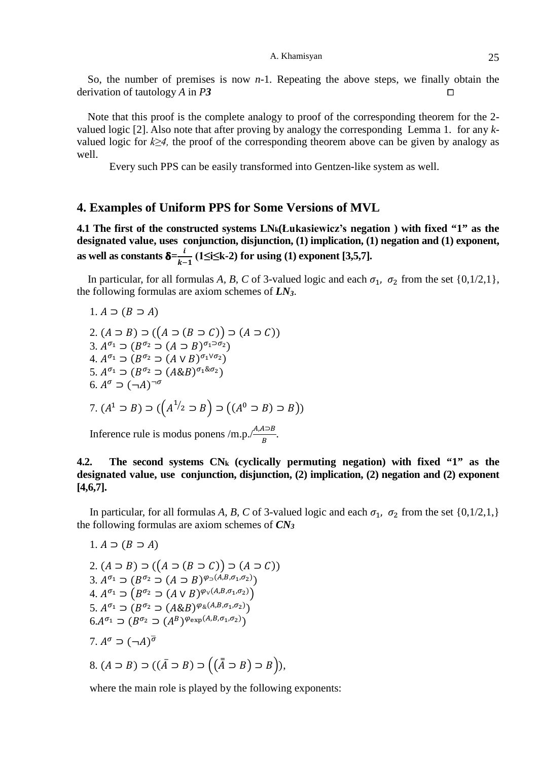So, the number of premises is now *n*-1. Repeating the above steps, we finally obtain the derivation of tautology *A* in ***P3*** □

Note that this proof is the complete analogy to proof of the corresponding theorem for the 2-valued logic [2]. Also note that after proving by analogy the corresponding Lemma 1. for any *k*-valued logic for *k≥4,* the proof of the corresponding theorem above can be given by analogy as well.

Every such PPS can be easily transformed into Gentzen-like system as well.

## 4. Examples of Uniform PPS for Some Versions of MVL

**4.1 The first of the constructed systems $LN_k$(Łukasiewicz's negation ) with fixed "1" as the designated value, uses conjunction, disjunction, (1) implication, (1) negation and (1) exponent, as well as constants $\boldsymbol{\delta}=\frac{i}{k-1}$ (1≤i≤k-2) for using (1) exponent [3,5,7].**

In particular, for all formulas *A, B, C* of 3-valued logic and each $\sigma_1$, $\sigma_2$ from the set {0,1/2,1}, the following formulas are axiom schemes of $\boldsymbol{LN_3}$.

1. $A \supset (B \supset A)$
2. $(A \supset B) \supset ((A \supset (B \supset C)) \supset (A \supset C))$
3. $A^{\sigma_1} \supset (B^{\sigma_2} \supset (A \supset B)^{\sigma_1 \supset \sigma_2})$
4. $A^{\sigma_1} \supset (B^{\sigma_2} \supset (A \vee B)^{\sigma_1 \vee \sigma_2})$
5. $A^{\sigma_1} \supset (B^{\sigma_2} \supset (A \& B)^{\sigma_1 \& \sigma_2})$
6. $A^{\sigma} \supset (\neg A)^{\neg \sigma}$
7. $(A^1 \supset B) \supset ((A^{1/2} \supset B) \supset ((A^0 \supset B) \supset B))$

Inference rule is modus ponens /m.p./$\frac{A, A \supset B}{B}$.

**4.2. The second systems $CN_k$ (cyclically permuting negation) with fixed "1" as the designated value, use conjunction, disjunction, (2) implication, (2) negation and (2) exponent [4,6,7].**

In particular, for all formulas *A, B, C* of 3-valued logic and each $\sigma_1$, $\sigma_2$ from the set {0,1/2,1,} the following formulas are axiom schemes of $\boldsymbol{CN_3}$

1. $A \supset (B \supset A)$
2. $(A \supset B) \supset ((A \supset (B \supset C)) \supset (A \supset C))$
3. $A^{\sigma_1} \supset (B^{\sigma_2} \supset (A \supset B)^{\varphi_{\supset}(A,B,\sigma_1,\sigma_2)})$
4. $A^{\sigma_1} \supset (B^{\sigma_2} \supset (A \vee B)^{\varphi_{\vee}(A,B,\sigma_1,\sigma_2)})$
5. $A^{\sigma_1} \supset (B^{\sigma_2} \supset (A \& B)^{\varphi_{\&}(A,B,\sigma_1,\sigma_2)})$
6. $A^{\sigma_1} \supset (B^{\sigma_2} \supset (A^B)^{\varphi_{\exp}(A,B,\sigma_1,\sigma_2)})$
7. $A^{\sigma} \supset (\neg A)^{\bar{\sigma}}$
8. $(A \supset B) \supset ((\bar{A} \supset B) \supset ((\bar{\bar{A}} \supset B) \supset B))$,

where the main role is played by the following exponents: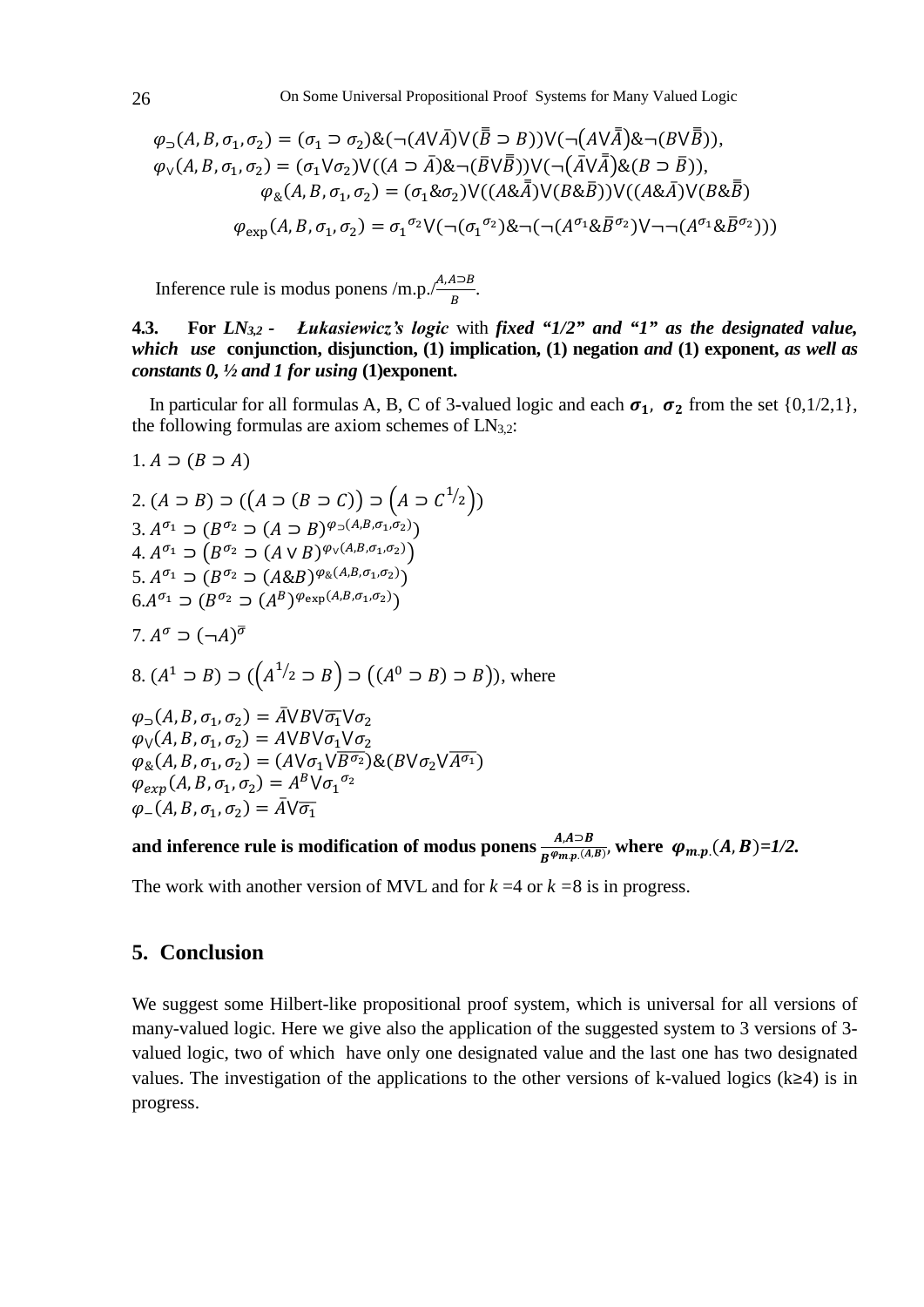$$\varphi_{\supset}(A,B,\sigma_1,\sigma_2) = (\sigma_1 \supset \sigma_2)\&(\neg(A\vee\bar{A})\vee(\bar{\bar{B}} \supset B))\vee(\neg(A\vee\bar{\bar{A}})\&\neg(B\vee\bar{\bar{B}})),$$

$$\varphi_{\vee}(A,B,\sigma_1,\sigma_2) = (\sigma_1\vee\sigma_2)\vee((A \supset \bar{A})\&\neg(\bar{B}\vee\bar{\bar{B}}))\vee(\neg(\bar{A}\vee\bar{\bar{A}})\&(B \supset \bar{B})),$$

$$\varphi_{\&}(A,B,\sigma_1,\sigma_2) = (\sigma_1\&\sigma_2)\vee((A\&\bar{\bar{A}})\vee(B\&\bar{B}))\vee((A\&\bar{A})\vee(B\&\bar{\bar{B}})$$

$$\varphi_{\exp}(A,B,\sigma_1,\sigma_2) = {\sigma_1}^{\sigma_2}\vee(\neg({\sigma_1}^{\sigma_2})\&\neg(\neg(A^{\sigma_1}\&\bar{B}^{\sigma_2})\vee\neg\neg(A^{\sigma_1}\&\bar{B}^{\sigma_2})))$$

Inference rule is modus ponens /m.p./$\frac{A,A\supset B}{B}$.

**4.3. For $LN_{3,2}$ - *Łukasiewicz's logic* with *fixed "1/2" and "1" as the designated value, which use* conjunction, disjunction, (1) implication, (1) negation *and* (1) exponent, *as well as constants 0, ½ and 1 for using* (1)exponent.**

In particular for all formulas A, B, C of 3-valued logic and each $\boldsymbol{\sigma_1}$, $\boldsymbol{\sigma_2}$ from the set {0,1/2,1}, the following formulas are axiom schemes of $LN_{3,2}$:

1. $A \supset (B \supset A)$
2. $(A \supset B) \supset ((A \supset (B \supset C)) \supset (A \supset C^{1/2}))$
3. $A^{\sigma_1} \supset (B^{\sigma_2} \supset (A \supset B)^{\varphi_{\supset}(A,B,\sigma_1,\sigma_2)})$
4. $A^{\sigma_1} \supset (B^{\sigma_2} \supset (A \vee B)^{\varphi_{\vee}(A,B,\sigma_1,\sigma_2)})$
5. $A^{\sigma_1} \supset (B^{\sigma_2} \supset (A\&B)^{\varphi_{\&}(A,B,\sigma_1,\sigma_2)})$
6. $A^{\sigma_1} \supset (B^{\sigma_2} \supset (A^B)^{\varphi_{\exp}(A,B,\sigma_1,\sigma_2)})$
7. $A^{\sigma} \supset (\neg A)^{\bar{\sigma}}$
8. $(A^1 \supset B) \supset ((A^{1/2} \supset B) \supset ((A^0 \supset B) \supset B))$, where

$$\varphi_{\supset}(A,B,\sigma_1,\sigma_2) = \bar{A}\vee B\vee\overline{\sigma_1}\vee\sigma_2$$
$$\varphi_{\vee}(A,B,\sigma_1,\sigma_2) = A\vee B\vee\sigma_1\vee\sigma_2$$
$$\varphi_{\&}(A,B,\sigma_1,\sigma_2) = (A\vee\sigma_1\vee\overline{B^{\sigma_2}})\&(B\vee\sigma_2\vee\overline{A^{\sigma_1}})$$
$$\varphi_{exp}(A,B,\sigma_1,\sigma_2) = A^B\vee{\sigma_1}^{\sigma_2}$$
$$\varphi_{-}(A,B,\sigma_1,\sigma_2) = \bar{A}\vee\overline{\sigma_1}$$

**and inference rule is modification of modus ponens $\frac{A,A\supset B}{B^{\varphi_{m.p.}(A,B)}}$, where $\boldsymbol{\varphi_{m.p.}(A,B)}$=1/2.**

The work with another version of MVL and for $k$ =4 or $k$ =8 is in progress.

## 5. Conclusion

We suggest some Hilbert-like propositional proof system, which is universal for all versions of many-valued logic. Here we give also the application of the suggested system to 3 versions of 3-valued logic, two of which have only one designated value and the last one has two designated values. The investigation of the applications to the other versions of k-valued logics (k≥4) is in progress.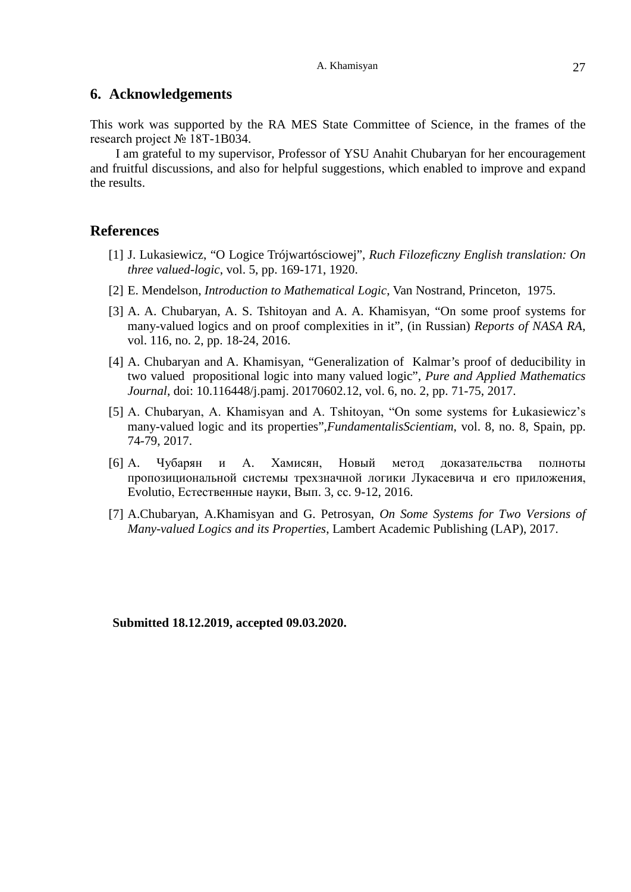## 6. Acknowledgements

This work was supported by the RA MES State Committee of Science, in the frames of the research project № 18T-1B034.

I am grateful to my supervisor, Professor of YSU Anahit Chubaryan for her encouragement and fruitful discussions, and also for helpful suggestions, which enabled to improve and expand the results.

## References

[1] J. Lukasiewicz, "O Logice Trójwartósciowej", *Ruch Filozeficzny English translation: On three valued-logic*, vol. 5, pp. 169-171, 1920.

[2] E. Mendelson, *Introduction to Mathematical Logic*, Van Nostrand, Princeton, 1975.

[3] A. A. Chubaryan, A. S. Tshitoyan and A. A. Khamisyan, "On some proof systems for many-valued logics and on proof complexities in it", (in Russian) *Reports of NASA RA*, vol. 116, no. 2, pp. 18-24, 2016.

[4] A. Chubaryan and A. Khamisyan, "Generalization of Kalmar's proof of deducibility in two valued propositional logic into many valued logic", *Pure and Applied Mathematics Journal*, doi: 10.116448/j.pamj. 20170602.12, vol. 6, no. 2, pp. 71-75, 2017.

[5] A. Chubaryan, A. Khamisyan and A. Tshitoyan, "On some systems for Łukasiewicz's many-valued logic and its properties",*FundamentalisScientiam*, vol. 8, no. 8, Spain, pp. 74-79, 2017.

[6] А. Чубарян и А. Хамисян, Новый метод доказательства полноты пропозициональной системы трехзначной логики Лукасевича и его приложения, Evolutio, Естественные науки, Вып. 3, сс. 9-12, 2016.

[7] A.Chubaryan, A.Khamisyan and G. Petrosyan, *On Some Systems for Two Versions of Many-valued Logics and its Properties*, Lambert Academic Publishing (LAP), 2017.

**Submitted 18.12.2019, accepted 09.03.2020.**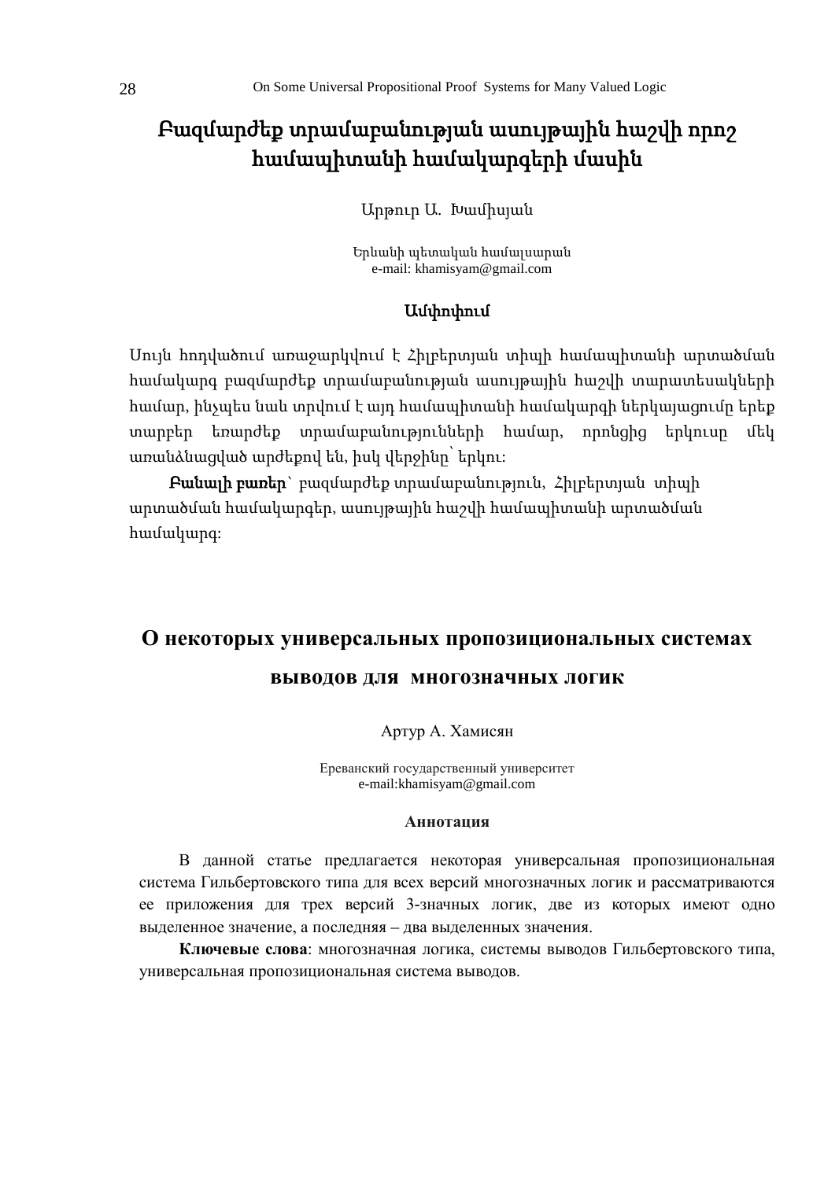# Բազմարժեք տրամաբանության ասույթային հաշվի որոշ համապիտանի համակարգերի մասին

Արթուր Ա. Խամիսյան

Երևանի պետական համալսարան
e-mail: khamisyam@gmail.com

### Ամփոփում

Սույն հոդվածում առաջարկվում է Հիլբերտյան տիպի համապիտանի արտածման համակարգ բազմարժեք տրամաբանության ասույթային հաշվի տարատեսակների համար, ինչպես նաև տրվում է այդ համապիտանի համակարգի ներկայացումը երեք տարբեր եռարժեք տրամաբանությունների համար, որոնցից երկուսը մեկ առանձնացված արժեքով են, իսկ վերջինը՝ երկու:

**Բանալի բառեր**՝ բազմարժեք տրամաբանություն, Հիլբերտյան տիպի արտածման համակարգեր, ասույթային հաշվի համապիտանի արտածման համակարգ:

# О некоторых универсальных пропозициональных системах выводов для многозначных логик

Артур А. Хамисян

Ереванский государственный университет
e-mail:khamisyam@gmail.com

### Аннотация

В данной статье предлагается некоторая универсальная пропозициональная система Гильбертовского типа для всех версий многозначных логик и рассматриваются ее приложения для трех версий 3-значных логик, две из которых имеют одно выделенное значение, а последняя – два выделенных значения.

**Ключевые слова**: многозначная логика, системы выводов Гильбертовского типа, универсальная пропозициональная система выводов.